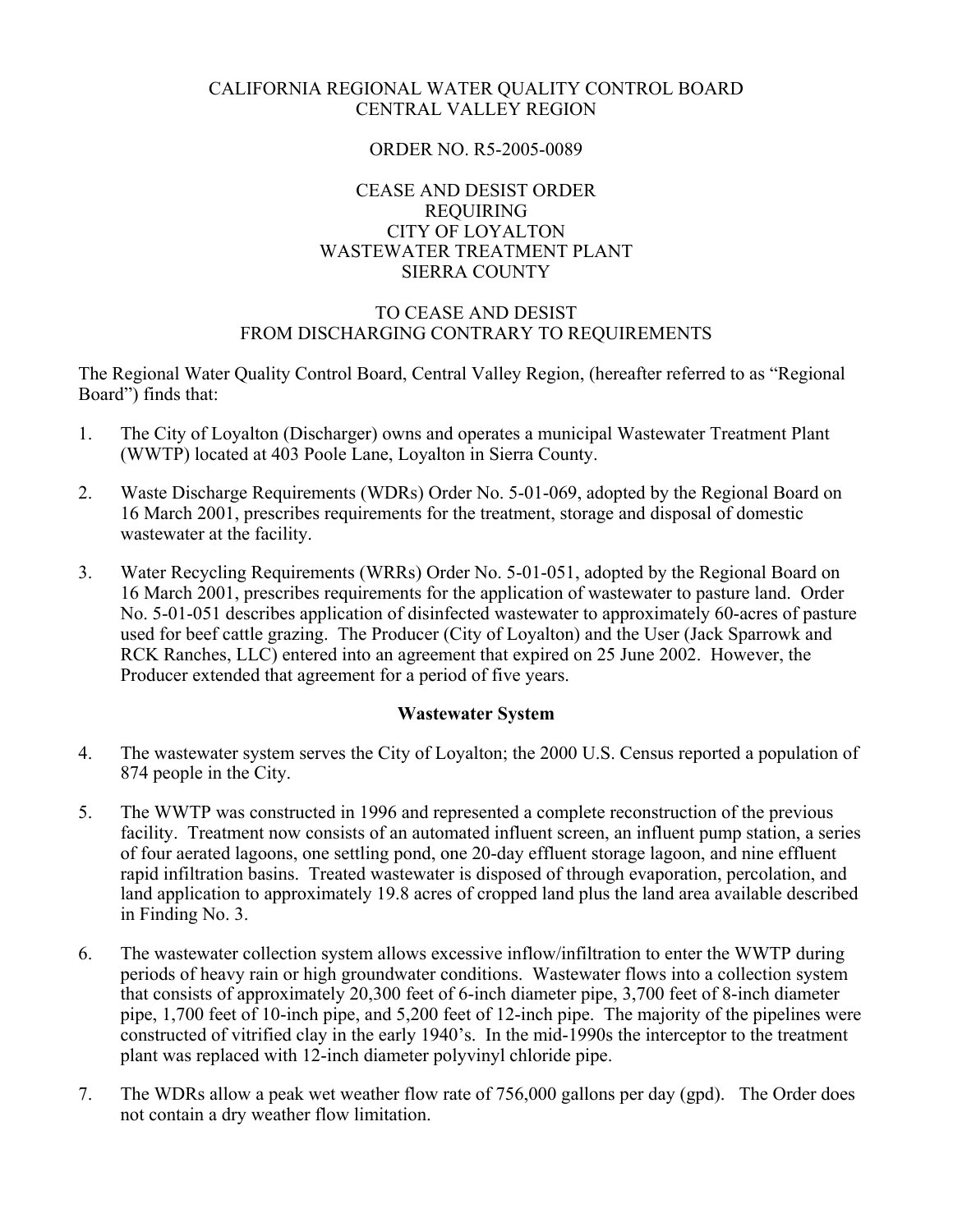CALIFORNIA REGIONAL WATER QUALITY CONTROL BOARD
CENTRAL VALLEY REGION

ORDER NO. R5-2005-0089

CEASE AND DESIST ORDER
REQUIRING
CITY OF LOYALTON
WASTEWATER TREATMENT PLANT
SIERRA COUNTY

TO CEASE AND DESIST
FROM DISCHARGING CONTRARY TO REQUIREMENTS

The Regional Water Quality Control Board, Central Valley Region, (hereafter referred to as "Regional Board") finds that:

1. The City of Loyalton (Discharger) owns and operates a municipal Wastewater Treatment Plant (WWTP) located at 403 Poole Lane, Loyalton in Sierra County.

2. Waste Discharge Requirements (WDRs) Order No. 5-01-069, adopted by the Regional Board on 16 March 2001, prescribes requirements for the treatment, storage and disposal of domestic wastewater at the facility.

3. Water Recycling Requirements (WRRs) Order No. 5-01-051, adopted by the Regional Board on 16 March 2001, prescribes requirements for the application of wastewater to pasture land. Order No. 5-01-051 describes application of disinfected wastewater to approximately 60-acres of pasture used for beef cattle grazing. The Producer (City of Loyalton) and the User (Jack Sparrowk and RCK Ranches, LLC) entered into an agreement that expired on 25 June 2002. However, the Producer extended that agreement for a period of five years.

## Wastewater System

4. The wastewater system serves the City of Loyalton; the 2000 U.S. Census reported a population of 874 people in the City.

5. The WWTP was constructed in 1996 and represented a complete reconstruction of the previous facility. Treatment now consists of an automated influent screen, an influent pump station, a series of four aerated lagoons, one settling pond, one 20-day effluent storage lagoon, and nine effluent rapid infiltration basins. Treated wastewater is disposed of through evaporation, percolation, and land application to approximately 19.8 acres of cropped land plus the land area available described in Finding No. 3.

6. The wastewater collection system allows excessive inflow/infiltration to enter the WWTP during periods of heavy rain or high groundwater conditions. Wastewater flows into a collection system that consists of approximately 20,300 feet of 6-inch diameter pipe, 3,700 feet of 8-inch diameter pipe, 1,700 feet of 10-inch pipe, and 5,200 feet of 12-inch pipe. The majority of the pipelines were constructed of vitrified clay in the early 1940's. In the mid-1990s the interceptor to the treatment plant was replaced with 12-inch diameter polyvinyl chloride pipe.

7. The WDRs allow a peak wet weather flow rate of 756,000 gallons per day (gpd). The Order does not contain a dry weather flow limitation.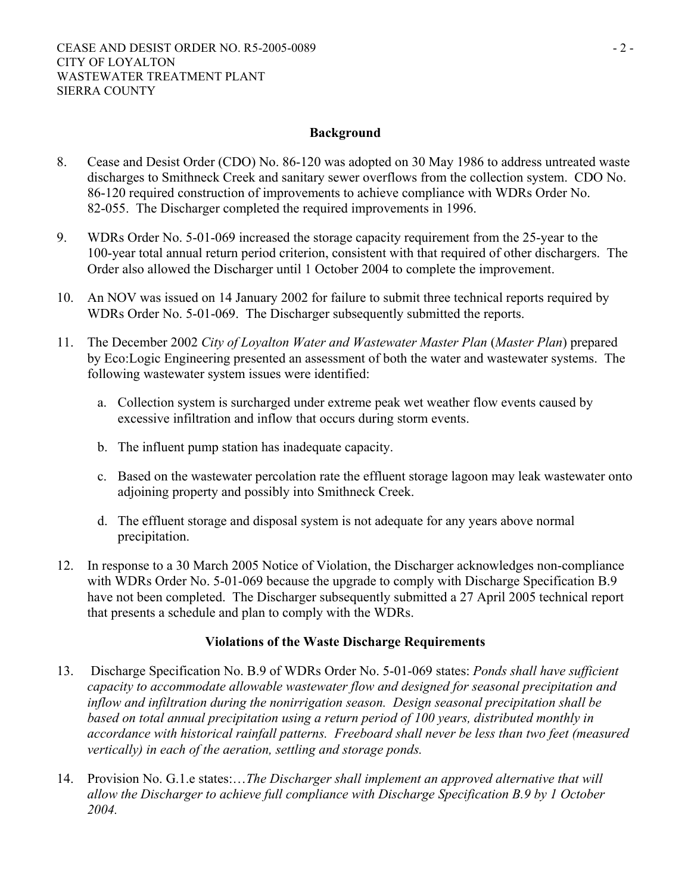## Background

8. Cease and Desist Order (CDO) No. 86-120 was adopted on 30 May 1986 to address untreated waste discharges to Smithneck Creek and sanitary sewer overflows from the collection system. CDO No. 86-120 required construction of improvements to achieve compliance with WDRs Order No. 82-055. The Discharger completed the required improvements in 1996.

9. WDRs Order No. 5-01-069 increased the storage capacity requirement from the 25-year to the 100-year total annual return period criterion, consistent with that required of other dischargers. The Order also allowed the Discharger until 1 October 2004 to complete the improvement.

10. An NOV was issued on 14 January 2002 for failure to submit three technical reports required by WDRs Order No. 5-01-069. The Discharger subsequently submitted the reports.

11. The December 2002 *City of Loyalton Water and Wastewater Master Plan* (*Master Plan*) prepared by Eco:Logic Engineering presented an assessment of both the water and wastewater systems. The following wastewater system issues were identified:

    a. Collection system is surcharged under extreme peak wet weather flow events caused by excessive infiltration and inflow that occurs during storm events.

    b. The influent pump station has inadequate capacity.

    c. Based on the wastewater percolation rate the effluent storage lagoon may leak wastewater onto adjoining property and possibly into Smithneck Creek.

    d. The effluent storage and disposal system is not adequate for any years above normal precipitation.

12. In response to a 30 March 2005 Notice of Violation, the Discharger acknowledges non-compliance with WDRs Order No. 5-01-069 because the upgrade to comply with Discharge Specification B.9 have not been completed. The Discharger subsequently submitted a 27 April 2005 technical report that presents a schedule and plan to comply with the WDRs.

## Violations of the Waste Discharge Requirements

13. Discharge Specification No. B.9 of WDRs Order No. 5-01-069 states: *Ponds shall have sufficient capacity to accommodate allowable wastewater flow and designed for seasonal precipitation and inflow and infiltration during the nonirrigation season. Design seasonal precipitation shall be based on total annual precipitation using a return period of 100 years, distributed monthly in accordance with historical rainfall patterns. Freeboard shall never be less than two feet (measured vertically) in each of the aeration, settling and storage ponds.*

14. Provision No. G.1.e states:…*The Discharger shall implement an approved alternative that will allow the Discharger to achieve full compliance with Discharge Specification B.9 by 1 October 2004.*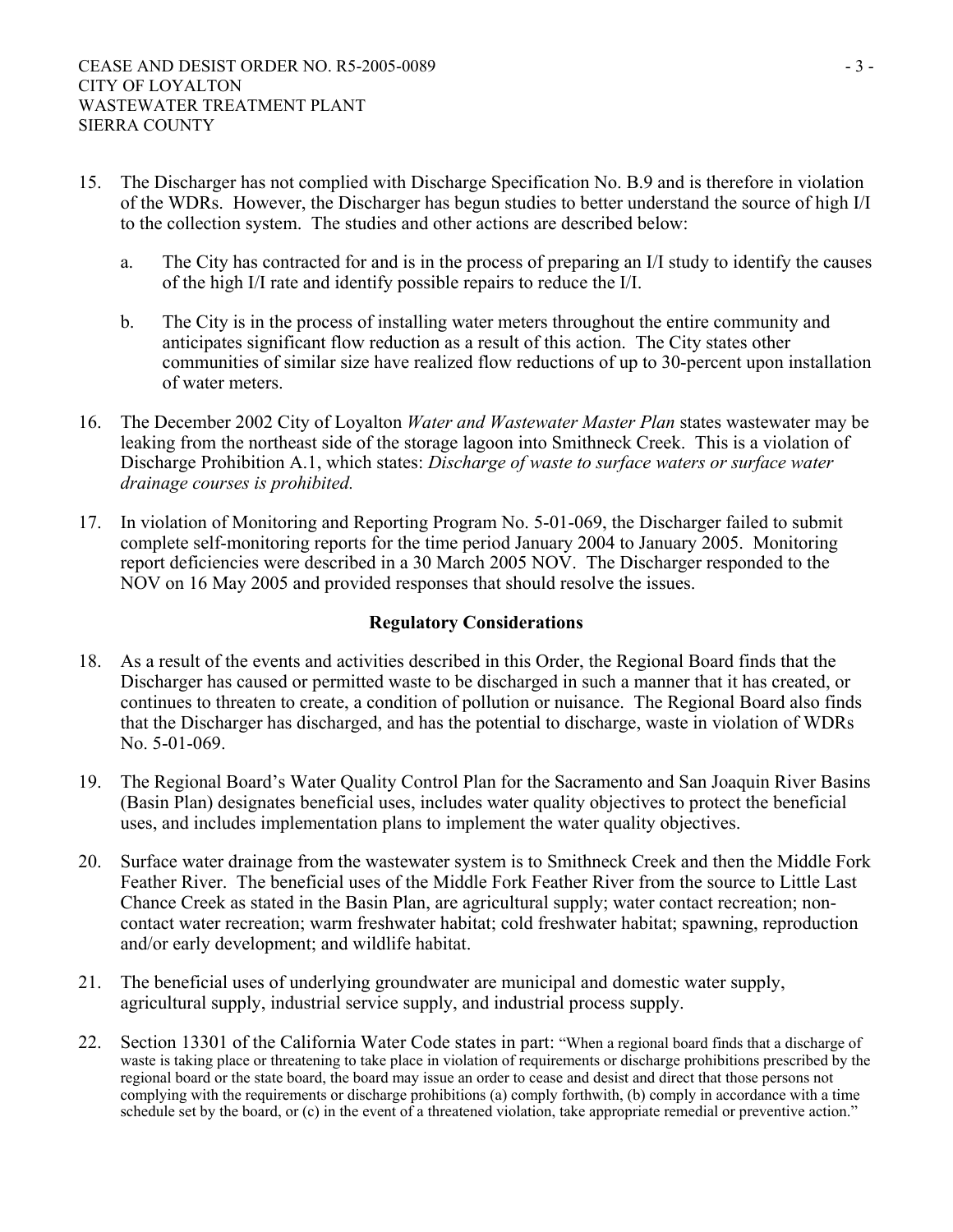15. The Discharger has not complied with Discharge Specification No. B.9 and is therefore in violation of the WDRs. However, the Discharger has begun studies to better understand the source of high I/I to the collection system. The studies and other actions are described below:

    a. The City has contracted for and is in the process of preparing an I/I study to identify the causes of the high I/I rate and identify possible repairs to reduce the I/I.

    b. The City is in the process of installing water meters throughout the entire community and anticipates significant flow reduction as a result of this action. The City states other communities of similar size have realized flow reductions of up to 30-percent upon installation of water meters.

16. The December 2002 City of Loyalton *Water and Wastewater Master Plan* states wastewater may be leaking from the northeast side of the storage lagoon into Smithneck Creek. This is a violation of Discharge Prohibition A.1, which states: *Discharge of waste to surface waters or surface water drainage courses is prohibited.*

17. In violation of Monitoring and Reporting Program No. 5-01-069, the Discharger failed to submit complete self-monitoring reports for the time period January 2004 to January 2005. Monitoring report deficiencies were described in a 30 March 2005 NOV. The Discharger responded to the NOV on 16 May 2005 and provided responses that should resolve the issues.

**Regulatory Considerations**

18. As a result of the events and activities described in this Order, the Regional Board finds that the Discharger has caused or permitted waste to be discharged in such a manner that it has created, or continues to threaten to create, a condition of pollution or nuisance. The Regional Board also finds that the Discharger has discharged, and has the potential to discharge, waste in violation of WDRs No. 5-01-069.

19. The Regional Board's Water Quality Control Plan for the Sacramento and San Joaquin River Basins (Basin Plan) designates beneficial uses, includes water quality objectives to protect the beneficial uses, and includes implementation plans to implement the water quality objectives.

20. Surface water drainage from the wastewater system is to Smithneck Creek and then the Middle Fork Feather River. The beneficial uses of the Middle Fork Feather River from the source to Little Last Chance Creek as stated in the Basin Plan, are agricultural supply; water contact recreation; non-contact water recreation; warm freshwater habitat; cold freshwater habitat; spawning, reproduction and/or early development; and wildlife habitat.

21. The beneficial uses of underlying groundwater are municipal and domestic water supply, agricultural supply, industrial service supply, and industrial process supply.

22. Section 13301 of the California Water Code states in part: "When a regional board finds that a discharge of waste is taking place or threatening to take place in violation of requirements or discharge prohibitions prescribed by the regional board or the state board, the board may issue an order to cease and desist and direct that those persons not complying with the requirements or discharge prohibitions (a) comply forthwith, (b) comply in accordance with a time schedule set by the board, or (c) in the event of a threatened violation, take appropriate remedial or preventive action."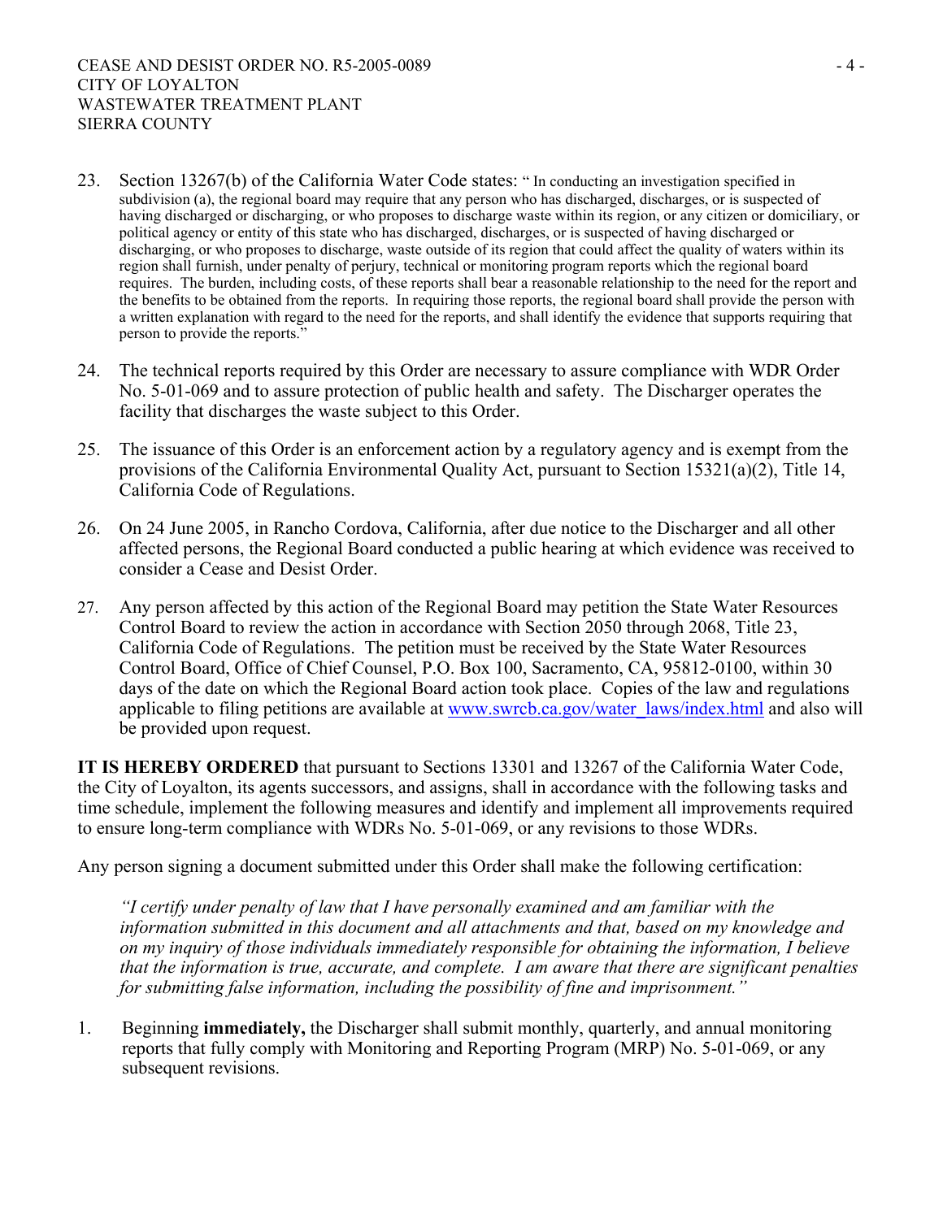23. Section 13267(b) of the California Water Code states: " In conducting an investigation specified in subdivision (a), the regional board may require that any person who has discharged, discharges, or is suspected of having discharged or discharging, or who proposes to discharge waste within its region, or any citizen or domiciliary, or political agency or entity of this state who has discharged, discharges, or is suspected of having discharged or discharging, or who proposes to discharge, waste outside of its region that could affect the quality of waters within its region shall furnish, under penalty of perjury, technical or monitoring program reports which the regional board requires. The burden, including costs, of these reports shall bear a reasonable relationship to the need for the report and the benefits to be obtained from the reports. In requiring those reports, the regional board shall provide the person with a written explanation with regard to the need for the reports, and shall identify the evidence that supports requiring that person to provide the reports."

24. The technical reports required by this Order are necessary to assure compliance with WDR Order No. 5-01-069 and to assure protection of public health and safety. The Discharger operates the facility that discharges the waste subject to this Order.

25. The issuance of this Order is an enforcement action by a regulatory agency and is exempt from the provisions of the California Environmental Quality Act, pursuant to Section 15321(a)(2), Title 14, California Code of Regulations.

26. On 24 June 2005, in Rancho Cordova, California, after due notice to the Discharger and all other affected persons, the Regional Board conducted a public hearing at which evidence was received to consider a Cease and Desist Order.

27. Any person affected by this action of the Regional Board may petition the State Water Resources Control Board to review the action in accordance with Section 2050 through 2068, Title 23, California Code of Regulations. The petition must be received by the State Water Resources Control Board, Office of Chief Counsel, P.O. Box 100, Sacramento, CA, 95812-0100, within 30 days of the date on which the Regional Board action took place. Copies of the law and regulations applicable to filing petitions are available at www.swrcb.ca.gov/water_laws/index.html and also will be provided upon request.

**IT IS HEREBY ORDERED** that pursuant to Sections 13301 and 13267 of the California Water Code, the City of Loyalton, its agents successors, and assigns, shall in accordance with the following tasks and time schedule, implement the following measures and identify and implement all improvements required to ensure long-term compliance with WDRs No. 5-01-069, or any revisions to those WDRs.

Any person signing a document submitted under this Order shall make the following certification:

*"I certify under penalty of law that I have personally examined and am familiar with the information submitted in this document and all attachments and that, based on my knowledge and on my inquiry of those individuals immediately responsible for obtaining the information, I believe that the information is true, accurate, and complete. I am aware that there are significant penalties for submitting false information, including the possibility of fine and imprisonment."*

1. Beginning **immediately,** the Discharger shall submit monthly, quarterly, and annual monitoring reports that fully comply with Monitoring and Reporting Program (MRP) No. 5-01-069, or any subsequent revisions.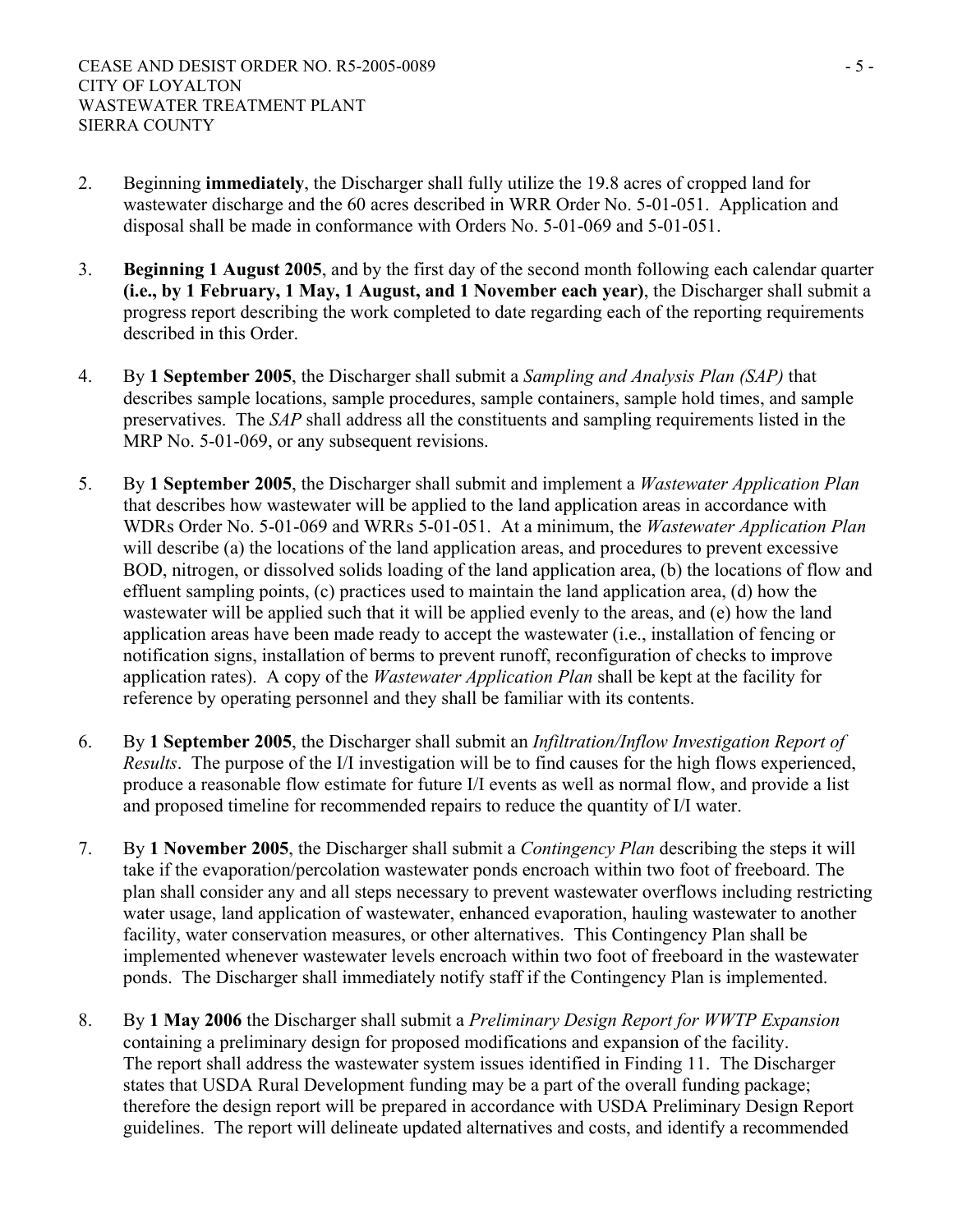2. Beginning **immediately**, the Discharger shall fully utilize the 19.8 acres of cropped land for wastewater discharge and the 60 acres described in WRR Order No. 5-01-051. Application and disposal shall be made in conformance with Orders No. 5-01-069 and 5-01-051.

3. **Beginning 1 August 2005**, and by the first day of the second month following each calendar quarter **(i.e., by 1 February, 1 May, 1 August, and 1 November each year)**, the Discharger shall submit a progress report describing the work completed to date regarding each of the reporting requirements described in this Order.

4. By **1 September 2005**, the Discharger shall submit a *Sampling and Analysis Plan (SAP)* that describes sample locations, sample procedures, sample containers, sample hold times, and sample preservatives. The *SAP* shall address all the constituents and sampling requirements listed in the MRP No. 5-01-069, or any subsequent revisions.

5. By **1 September 2005**, the Discharger shall submit and implement a *Wastewater Application Plan* that describes how wastewater will be applied to the land application areas in accordance with WDRs Order No. 5-01-069 and WRRs 5-01-051. At a minimum, the *Wastewater Application Plan* will describe (a) the locations of the land application areas, and procedures to prevent excessive BOD, nitrogen, or dissolved solids loading of the land application area, (b) the locations of flow and effluent sampling points, (c) practices used to maintain the land application area, (d) how the wastewater will be applied such that it will be applied evenly to the areas, and (e) how the land application areas have been made ready to accept the wastewater (i.e., installation of fencing or notification signs, installation of berms to prevent runoff, reconfiguration of checks to improve application rates). A copy of the *Wastewater Application Plan* shall be kept at the facility for reference by operating personnel and they shall be familiar with its contents.

6. By **1 September 2005**, the Discharger shall submit an *Infiltration/Inflow Investigation Report of Results*. The purpose of the I/I investigation will be to find causes for the high flows experienced, produce a reasonable flow estimate for future I/I events as well as normal flow, and provide a list and proposed timeline for recommended repairs to reduce the quantity of I/I water.

7. By **1 November 2005**, the Discharger shall submit a *Contingency Plan* describing the steps it will take if the evaporation/percolation wastewater ponds encroach within two foot of freeboard. The plan shall consider any and all steps necessary to prevent wastewater overflows including restricting water usage, land application of wastewater, enhanced evaporation, hauling wastewater to another facility, water conservation measures, or other alternatives. This Contingency Plan shall be implemented whenever wastewater levels encroach within two foot of freeboard in the wastewater ponds. The Discharger shall immediately notify staff if the Contingency Plan is implemented.

8. By **1 May 2006** the Discharger shall submit a *Preliminary Design Report for WWTP Expansion* containing a preliminary design for proposed modifications and expansion of the facility. The report shall address the wastewater system issues identified in Finding 11. The Discharger states that USDA Rural Development funding may be a part of the overall funding package; therefore the design report will be prepared in accordance with USDA Preliminary Design Report guidelines. The report will delineate updated alternatives and costs, and identify a recommended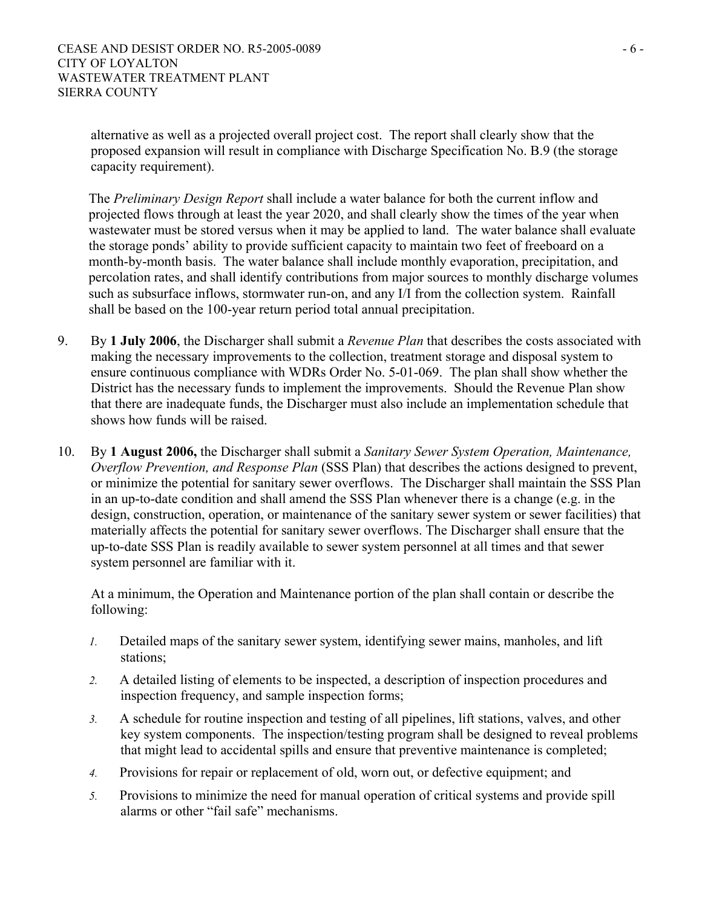alternative as well as a projected overall project cost. The report shall clearly show that the proposed expansion will result in compliance with Discharge Specification No. B.9 (the storage capacity requirement).

The *Preliminary Design Report* shall include a water balance for both the current inflow and projected flows through at least the year 2020, and shall clearly show the times of the year when wastewater must be stored versus when it may be applied to land. The water balance shall evaluate the storage ponds' ability to provide sufficient capacity to maintain two feet of freeboard on a month-by-month basis. The water balance shall include monthly evaporation, precipitation, and percolation rates, and shall identify contributions from major sources to monthly discharge volumes such as subsurface inflows, stormwater run-on, and any I/I from the collection system. Rainfall shall be based on the 100-year return period total annual precipitation.

9. By **1 July 2006**, the Discharger shall submit a *Revenue Plan* that describes the costs associated with making the necessary improvements to the collection, treatment storage and disposal system to ensure continuous compliance with WDRs Order No. 5-01-069. The plan shall show whether the District has the necessary funds to implement the improvements. Should the Revenue Plan show that there are inadequate funds, the Discharger must also include an implementation schedule that shows how funds will be raised.

10. By **1 August 2006,** the Discharger shall submit a *Sanitary Sewer System Operation, Maintenance, Overflow Prevention, and Response Plan* (SSS Plan) that describes the actions designed to prevent, or minimize the potential for sanitary sewer overflows. The Discharger shall maintain the SSS Plan in an up-to-date condition and shall amend the SSS Plan whenever there is a change (e.g. in the design, construction, operation, or maintenance of the sanitary sewer system or sewer facilities) that materially affects the potential for sanitary sewer overflows. The Discharger shall ensure that the up-to-date SSS Plan is readily available to sewer system personnel at all times and that sewer system personnel are familiar with it.

    At a minimum, the Operation and Maintenance portion of the plan shall contain or describe the following:

    1. Detailed maps of the sanitary sewer system, identifying sewer mains, manholes, and lift stations;
    2. A detailed listing of elements to be inspected, a description of inspection procedures and inspection frequency, and sample inspection forms;
    3. A schedule for routine inspection and testing of all pipelines, lift stations, valves, and other key system components. The inspection/testing program shall be designed to reveal problems that might lead to accidental spills and ensure that preventive maintenance is completed;
    4. Provisions for repair or replacement of old, worn out, or defective equipment; and
    5. Provisions to minimize the need for manual operation of critical systems and provide spill alarms or other "fail safe" mechanisms.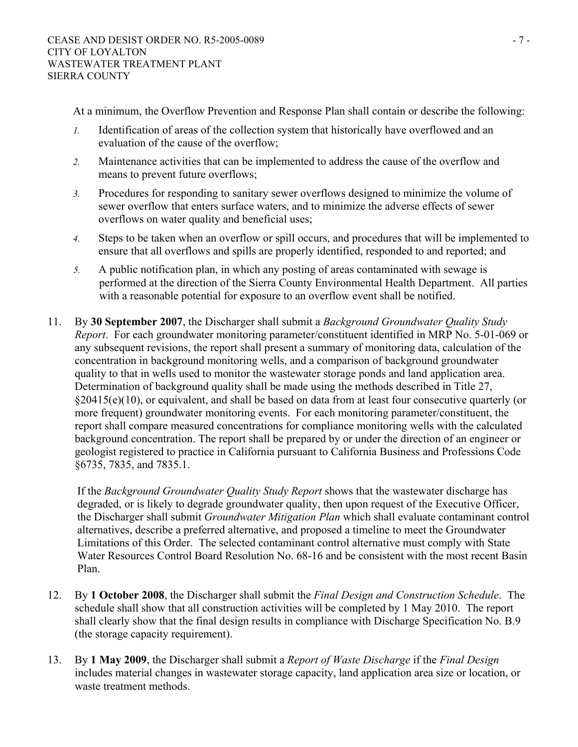At a minimum, the Overflow Prevention and Response Plan shall contain or describe the following:

1. Identification of areas of the collection system that historically have overflowed and an evaluation of the cause of the overflow;
2. Maintenance activities that can be implemented to address the cause of the overflow and means to prevent future overflows;
3. Procedures for responding to sanitary sewer overflows designed to minimize the volume of sewer overflow that enters surface waters, and to minimize the adverse effects of sewer overflows on water quality and beneficial uses;
4. Steps to be taken when an overflow or spill occurs, and procedures that will be implemented to ensure that all overflows and spills are properly identified, responded to and reported; and
5. A public notification plan, in which any posting of areas contaminated with sewage is performed at the direction of the Sierra County Environmental Health Department. All parties with a reasonable potential for exposure to an overflow event shall be notified.

11. By **30 September 2007**, the Discharger shall submit a *Background Groundwater Quality Study Report*. For each groundwater monitoring parameter/constituent identified in MRP No. 5-01-069 or any subsequent revisions, the report shall present a summary of monitoring data, calculation of the concentration in background monitoring wells, and a comparison of background groundwater quality to that in wells used to monitor the wastewater storage ponds and land application area. Determination of background quality shall be made using the methods described in Title 27, §20415(e)(10), or equivalent, and shall be based on data from at least four consecutive quarterly (or more frequent) groundwater monitoring events. For each monitoring parameter/constituent, the report shall compare measured concentrations for compliance monitoring wells with the calculated background concentration. The report shall be prepared by or under the direction of an engineer or geologist registered to practice in California pursuant to California Business and Professions Code §6735, 7835, and 7835.1.

    If the *Background Groundwater Quality Study Report* shows that the wastewater discharge has degraded, or is likely to degrade groundwater quality, then upon request of the Executive Officer, the Discharger shall submit *Groundwater Mitigation Plan* which shall evaluate contaminant control alternatives, describe a preferred alternative, and proposed a timeline to meet the Groundwater Limitations of this Order. The selected contaminant control alternative must comply with State Water Resources Control Board Resolution No. 68-16 and be consistent with the most recent Basin Plan.

12. By **1 October 2008**, the Discharger shall submit the *Final Design and Construction Schedule*. The schedule shall show that all construction activities will be completed by 1 May 2010. The report shall clearly show that the final design results in compliance with Discharge Specification No. B.9 (the storage capacity requirement).

13. By **1 May 2009**, the Discharger shall submit a *Report of Waste Discharge* if the *Final Design* includes material changes in wastewater storage capacity, land application area size or location, or waste treatment methods.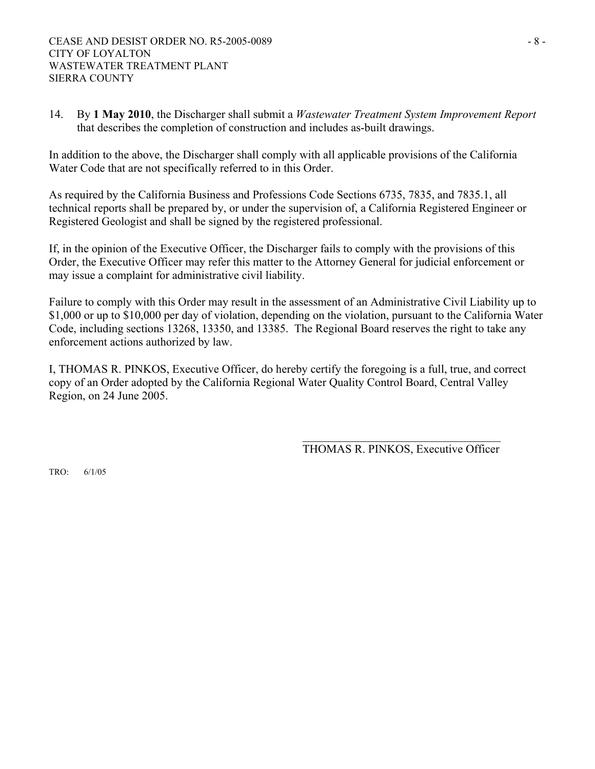14. By **1 May 2010**, the Discharger shall submit a *Wastewater Treatment System Improvement Report* that describes the completion of construction and includes as-built drawings.

In addition to the above, the Discharger shall comply with all applicable provisions of the California Water Code that are not specifically referred to in this Order.

As required by the California Business and Professions Code Sections 6735, 7835, and 7835.1, all technical reports shall be prepared by, or under the supervision of, a California Registered Engineer or Registered Geologist and shall be signed by the registered professional.

If, in the opinion of the Executive Officer, the Discharger fails to comply with the provisions of this Order, the Executive Officer may refer this matter to the Attorney General for judicial enforcement or may issue a complaint for administrative civil liability.

Failure to comply with this Order may result in the assessment of an Administrative Civil Liability up to $1,000 or up to $10,000 per day of violation, depending on the violation, pursuant to the California Water Code, including sections 13268, 13350, and 13385. The Regional Board reserves the right to take any enforcement actions authorized by law.

I, THOMAS R. PINKOS, Executive Officer, do hereby certify the foregoing is a full, true, and correct copy of an Order adopted by the California Regional Water Quality Control Board, Central Valley Region, on 24 June 2005.

\_\_\_\_\_\_\_\_\_\_\_\_\_\_\_\_\_\_\_\_\_\_\_\_\_\_\_\_\_\_\_\_\_\_

THOMAS R. PINKOS, Executive Officer

TRO: 6/1/05